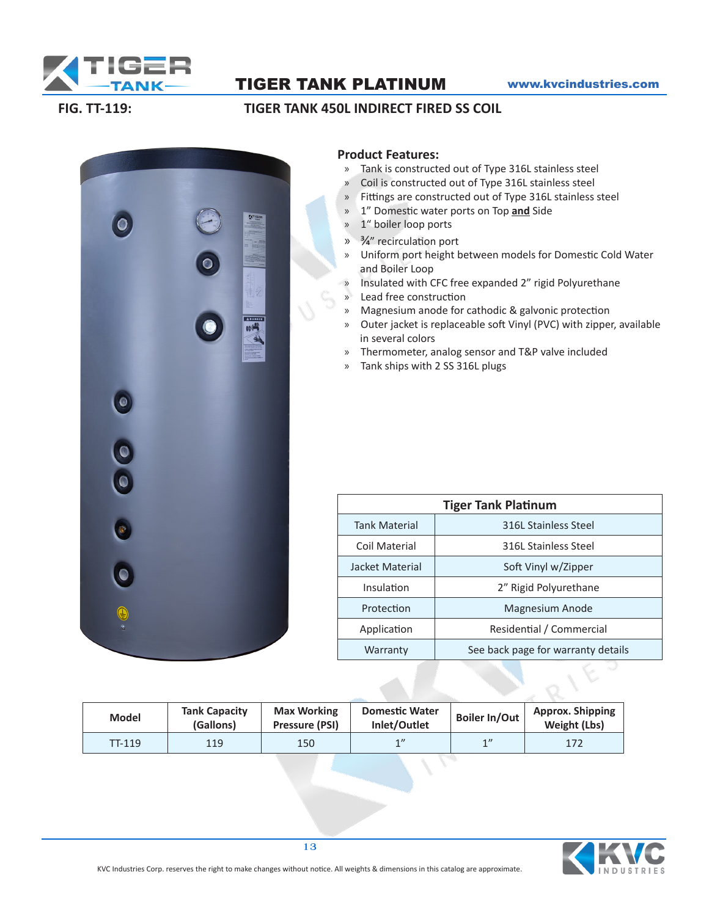# TIGER TANK PLATINUM

www.kvcindustries.com

**FIG. TT-119:** **TIGER TANK 450L INDIRECT FIRED SS COIL**

## Product Features:

- Tank is constructed out of Type 316L stainless steel
- Coil is constructed out of Type 316L stainless steel
- Fittings are constructed out of Type 316L stainless steel
- 1" Domestic water ports on Top **and** Side
- 1" boiler loop ports
- ¾" recirculation port
- Uniform port height between models for Domestic Cold Water and Boiler Loop
- Insulated with CFC free expanded 2" rigid Polyurethane
- Lead free construction
- Magnesium anode for cathodic & galvonic protection
- Outer jacket is replaceable soft Vinyl (PVC) with zipper, available in several colors
- Thermometer, analog sensor and T&P valve included
- Tank ships with 2 SS 316L plugs

| Tiger Tank Platinum | |
|---|---|
| Tank Material | 316L Stainless Steel |
| Coil Material | 316L Stainless Steel |
| Jacket Material | Soft Vinyl w/Zipper |
| Insulation | 2" Rigid Polyurethane |
| Protection | Magnesium Anode |
| Application | Residential / Commercial |
| Warranty | See back page for warranty details |

| Model | Tank Capacity (Gallons) | Max Working Pressure (PSI) | Domestic Water Inlet/Outlet | Boiler In/Out | Approx. Shipping Weight (Lbs) |
|---|---|---|---|---|---|
| TT-119 | 119 | 150 | 1" | 1" | 172 |

KVC Industries Corp. reserves the right to make changes without notice. All weights & dimensions in this catalog are approximate.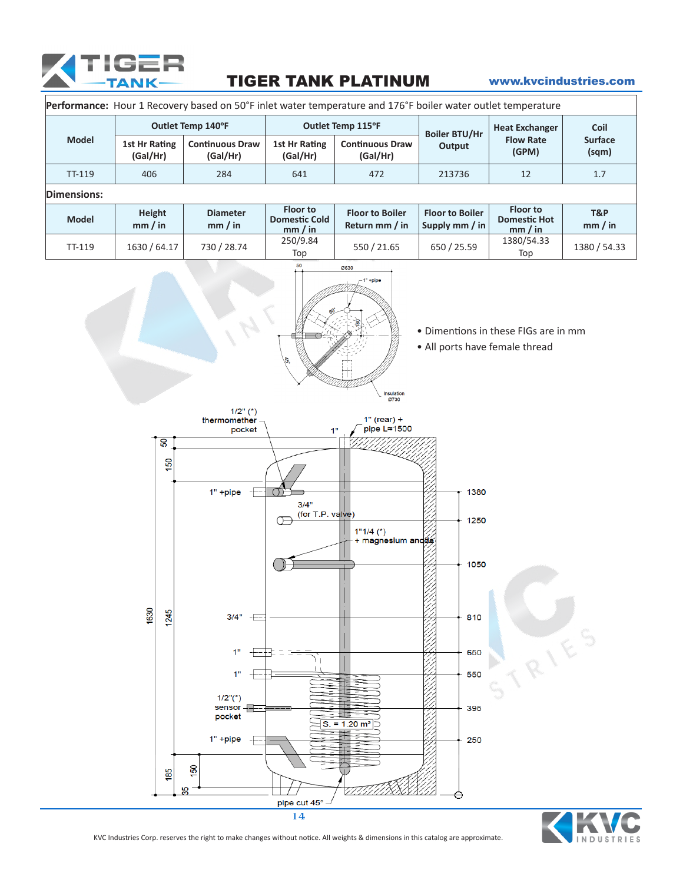# TIGER TANK PLATINUM

www.kvcindustries.com

**Performance:** Hour 1 Recovery based on 50°F inlet water temperature and 176°F boiler water outlet temperature

| Model | Outlet Temp 140°F | | Outlet Temp 115°F | | Boiler BTU/Hr Output | Heat Exchanger Flow Rate (GPM) | Coil Surface (sqm) |
|---|---|---|---|---|---|---|---|
| | 1st Hr Rating (Gal/Hr) | Continuous Draw (Gal/Hr) | 1st Hr Rating (Gal/Hr) | Continuous Draw (Gal/Hr) | | | |
| TT-119 | 406 | 284 | 641 | 472 | 213736 | 12 | 1.7 |

**Dimensions:**

| Model | Height mm / in | Diameter mm / in | Floor to Domestic Cold mm / in | Floor to Boiler Return mm / in | Floor to Boiler Supply mm / in | Floor to Domestic Hot mm / in | T&P mm / in |
|---|---|---|---|---|---|---|---|
| TT-119 | 1630 / 64.17 | 730 / 28.74 | 250/9.84 Top | 550 / 21.65 | 650 / 25.59 | 1380/54.33 Top | 1380 / 54.33 |

- Dimentions in these FIGs are in mm
- All ports have female thread

50
Ø630
1" +pipe
60°
180°
45°
Insulation Ø730

1/2" (*) thermomether pocket
1"
1" (rear) + pipe L≈1500
1" +pipe
3/4" (for T.P. valve)
1"1/4 (*) + magnesium anode
3/4"
1"
1"
1/2"(*) sensor pocket
S. = 1.20 m²
1" +pipe
pipe cut 45°
1380
1250
1050
810
650
550
395
250
1630
1245
50
150
185
150
35

KVC Industries Corp. reserves the right to make changes without notice. All weights & dimensions in this catalog are approximate.